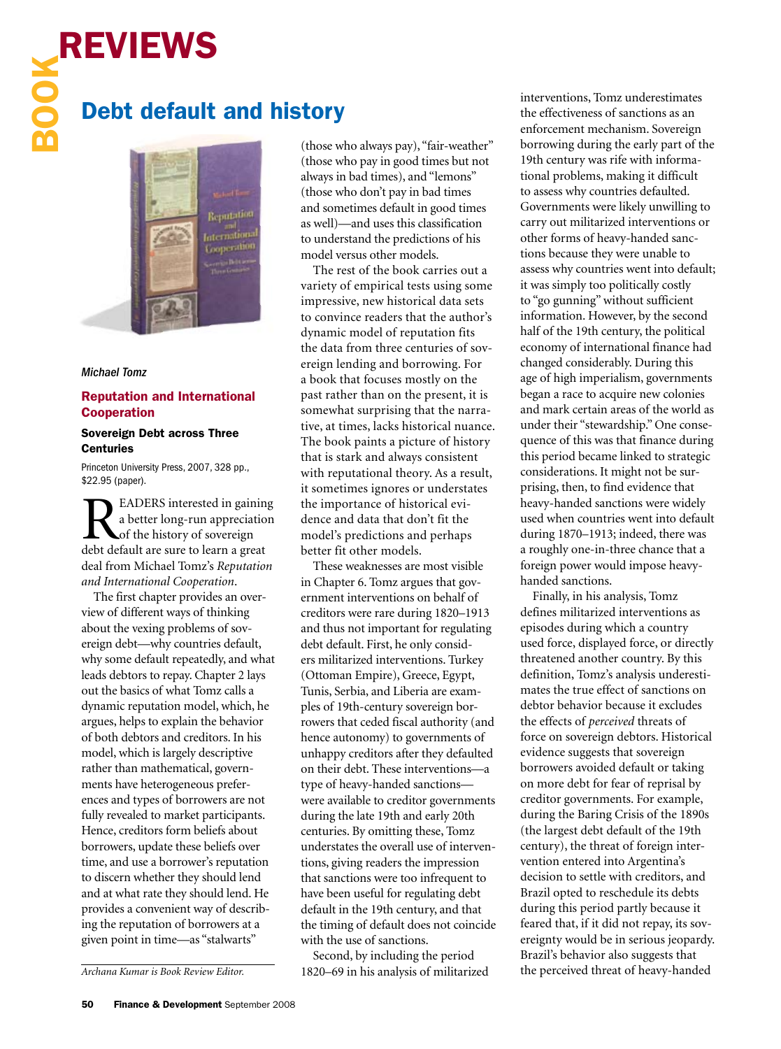# BOOK REVIEWS

## Debt default and history

*Michael Tomz*

**Reputation and International Cooperation**

**Sovereign Debt across Three Centuries**

Princeton University Press, 2007, 328 pp., $22.95 (paper).

READERS interested in gaining a better long-run appreciation of the history of sovereign debt default are sure to learn a great deal from Michael Tomz's *Reputation and International Cooperation*.

The first chapter provides an overview of different ways of thinking about the vexing problems of sovereign debt—why countries default, why some default repeatedly, and what leads debtors to repay. Chapter 2 lays out the basics of what Tomz calls a dynamic reputation model, which, he argues, helps to explain the behavior of both debtors and creditors. In his model, which is largely descriptive rather than mathematical, governments have heterogeneous preferences and types of borrowers are not fully revealed to market participants. Hence, creditors form beliefs about borrowers, update these beliefs over time, and use a borrower's reputation to discern whether they should lend and at what rate they should lend. He provides a convenient way of describing the reputation of borrowers at a given point in time—as "stalwarts" (those who always pay), "fair-weather" (those who pay in good times but not always in bad times), and "lemons" (those who don't pay in bad times and sometimes default in good times as well)—and uses this classification to understand the predictions of his model versus other models.

The rest of the book carries out a variety of empirical tests using some impressive, new historical data sets to convince readers that the author's dynamic model of reputation fits the data from three centuries of sovereign lending and borrowing. For a book that focuses mostly on the past rather than on the present, it is somewhat surprising that the narrative, at times, lacks historical nuance. The book paints a picture of history that is stark and always consistent with reputational theory. As a result, it sometimes ignores or understates the importance of historical evidence and data that don't fit the model's predictions and perhaps better fit other models.

These weaknesses are most visible in Chapter 6. Tomz argues that government interventions on behalf of creditors were rare during 1820–1913 and thus not important for regulating debt default. First, he only considers militarized interventions. Turkey (Ottoman Empire), Greece, Egypt, Tunis, Serbia, and Liberia are examples of 19th-century sovereign borrowers that ceded fiscal authority (and hence autonomy) to governments of unhappy creditors after they defaulted on their debt. These interventions—a type of heavy-handed sanctions—were available to creditor governments during the late 19th and early 20th centuries. By omitting these, Tomz understates the overall use of interventions, giving readers the impression that sanctions were too infrequent to have been useful for regulating debt default in the 19th century, and that the timing of default does not coincide with the use of sanctions.

Second, by including the period 1820–69 in his analysis of militarized interventions, Tomz underestimates the effectiveness of sanctions as an enforcement mechanism. Sovereign borrowing during the early part of the 19th century was rife with informational problems, making it difficult to assess why countries defaulted. Governments were likely unwilling to carry out militarized interventions or other forms of heavy-handed sanctions because they were unable to assess why countries went into default; it was simply too politically costly to "go gunning" without sufficient information. However, by the second half of the 19th century, the political economy of international finance had changed considerably. During this age of high imperialism, governments began a race to acquire new colonies and mark certain areas of the world as under their "stewardship." One consequence of this was that finance during this period became linked to strategic considerations. It might not be surprising, then, to find evidence that heavy-handed sanctions were widely used when countries went into default during 1870–1913; indeed, there was a roughly one-in-three chance that a foreign power would impose heavy-handed sanctions.

Finally, in his analysis, Tomz defines militarized interventions as episodes during which a country used force, displayed force, or directly threatened another country. By this definition, Tomz's analysis underestimates the true effect of sanctions on debtor behavior because it excludes the effects of *perceived* threats of force on sovereign debtors. Historical evidence suggests that sovereign borrowers avoided default or taking on more debt for fear of reprisal by creditor governments. For example, during the Baring Crisis of the 1890s (the largest debt default of the 19th century), the threat of foreign intervention entered into Argentina's decision to settle with creditors, and Brazil opted to reschedule its debts during this period partly because it feared that, if it did not repay, its sovereignty would be in serious jeopardy. Brazil's behavior also suggests that the perceived threat of heavy-handed

*Archana Kumar is Book Review Editor.*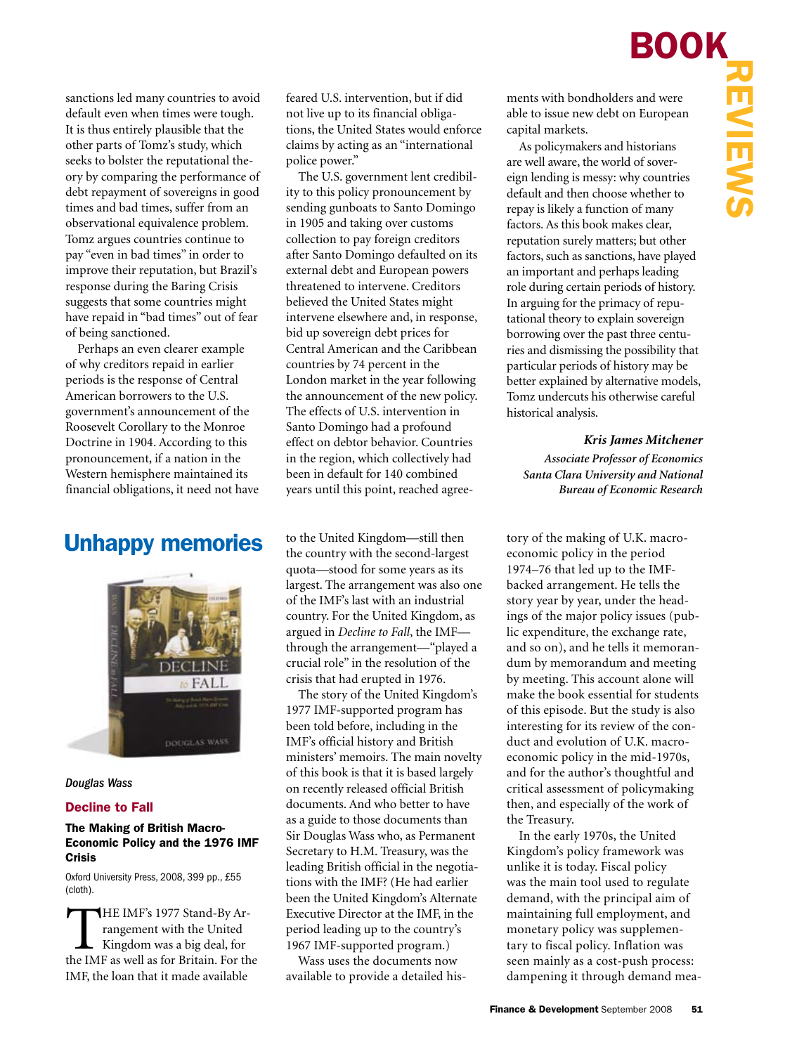sanctions led many countries to avoid default even when times were tough. It is thus entirely plausible that the other parts of Tomz's study, which seeks to bolster the reputational theory by comparing the performance of debt repayment of sovereigns in good times and bad times, suffer from an observational equivalence problem. Tomz argues countries continue to pay "even in bad times" in order to improve their reputation, but Brazil's response during the Baring Crisis suggests that some countries might have repaid in "bad times" out of fear of being sanctioned.

Perhaps an even clearer example of why creditors repaid in earlier periods is the response of Central American borrowers to the U.S. government's announcement of the Roosevelt Corollary to the Monroe Doctrine in 1904. According to this pronouncement, if a nation in the Western hemisphere maintained its financial obligations, it need not have feared U.S. intervention, but if did not live up to its financial obligations, the United States would enforce claims by acting as an "international police power."

The U.S. government lent credibility to this policy pronouncement by sending gunboats to Santo Domingo in 1905 and taking over customs collection to pay foreign creditors after Santo Domingo defaulted on its external debt and European powers threatened to intervene. Creditors believed the United States might intervene elsewhere and, in response, bid up sovereign debt prices for Central American and the Caribbean countries by 74 percent in the London market in the year following the announcement of the new policy. The effects of U.S. intervention in Santo Domingo had a profound effect on debtor behavior. Countries in the region, which collectively had been in default for 140 combined years until this point, reached agreements with bondholders and were able to issue new debt on European capital markets.

As policymakers and historians are well aware, the world of sovereign lending is messy: why countries default and then choose whether to repay is likely a function of many factors. As this book makes clear, reputation surely matters; but other factors, such as sanctions, have played an important and perhaps leading role during certain periods of history. In arguing for the primacy of reputational theory to explain sovereign borrowing over the past three centuries and dismissing the possibility that particular periods of history may be better explained by alternative models, Tomz undercuts his otherwise careful historical analysis.

***Kris James Mitchener***
*Associate Professor of Economics*
*Santa Clara University and National Bureau of Economic Research*

## Unhappy memories

*Douglas Wass*

### Decline to Fall

**The Making of British Macro-Economic Policy and the 1976 IMF Crisis**

Oxford University Press, 2008, 399 pp., £55 (cloth).

The IMF's 1977 Stand-By Arrangement with the United Kingdom was a big deal, for the IMF as well as for Britain. For the IMF, the loan that it made available to the United Kingdom—still then the country with the second-largest quota—stood for some years as its largest. The arrangement was also one of the IMF's last with an industrial country. For the United Kingdom, as argued in *Decline to Fall*, the IMF—through the arrangement—"played a crucial role" in the resolution of the crisis that had erupted in 1976.

The story of the United Kingdom's 1977 IMF-supported program has been told before, including in the IMF's official history and British ministers' memoirs. The main novelty of this book is that it is based largely on recently released official British documents. And who better to have as a guide to those documents than Sir Douglas Wass who, as Permanent Secretary to H.M. Treasury, was the leading British official in the negotiations with the IMF? (He had earlier been the United Kingdom's Alternate Executive Director at the IMF, in the period leading up to the country's 1967 IMF-supported program.)

Wass uses the documents now available to provide a detailed history of the making of U.K. macroeconomic policy in the period 1974–76 that led up to the IMF-backed arrangement. He tells the story year by year, under the headings of the major policy issues (public expenditure, the exchange rate, and so on), and he tells it memorandum by memorandum and meeting by meeting. This account alone will make the book essential for students of this episode. But the study is also interesting for its review of the conduct and evolution of U.K. macroeconomic policy in the mid-1970s, and for the author's thoughtful and critical assessment of policymaking then, and especially of the work of the Treasury.

In the early 1970s, the United Kingdom's policy framework was unlike it is today. Fiscal policy was the main tool used to regulate demand, with the principal aim of maintaining full employment, and monetary policy was supplementary to fiscal policy. Inflation was seen mainly as a cost-push process: dampening it through demand mea-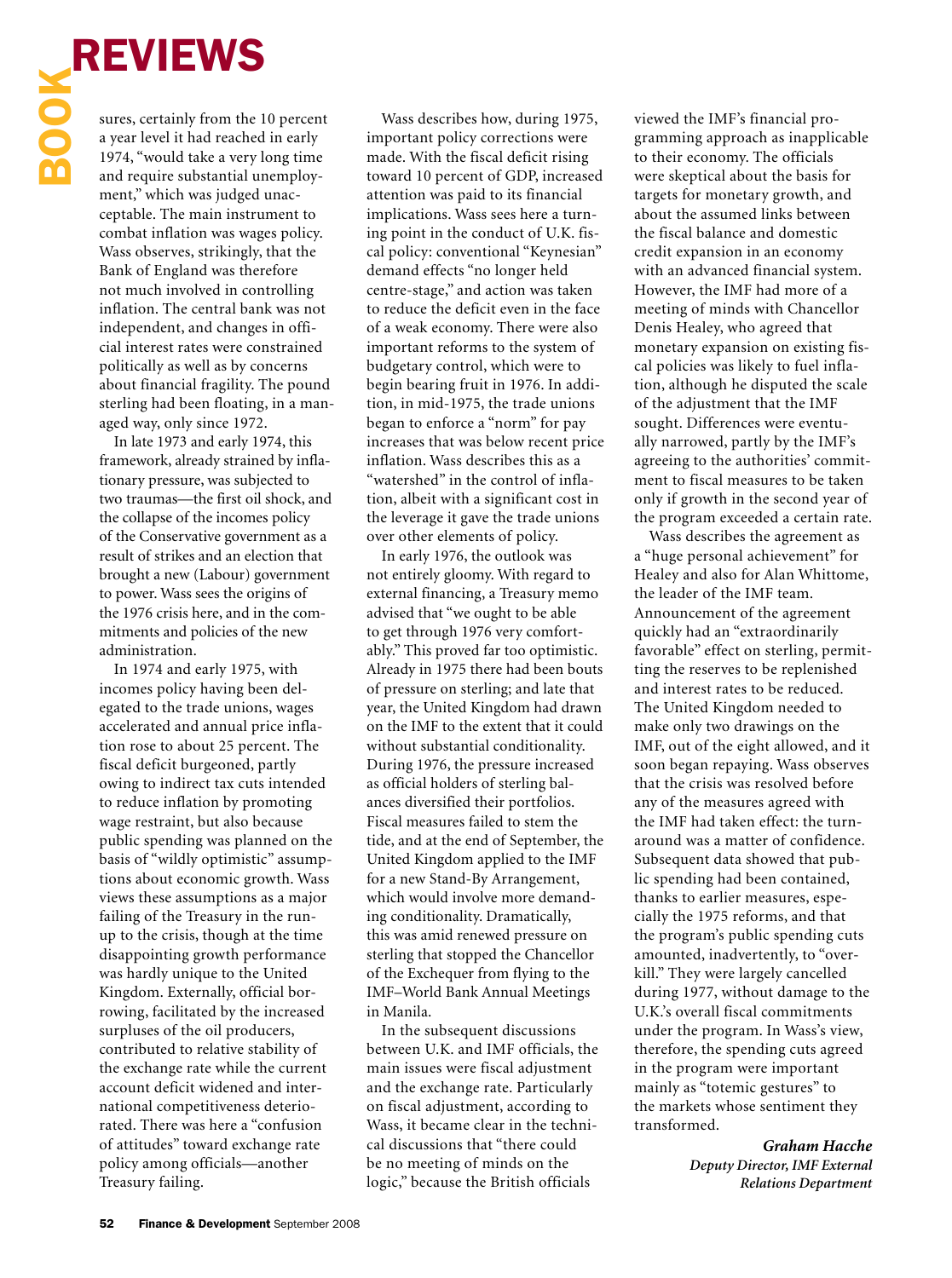sures, certainly from the 10 percent a year level it had reached in early 1974, "would take a very long time and require substantial unemployment," which was judged unacceptable. The main instrument to combat inflation was wages policy. Wass observes, strikingly, that the Bank of England was therefore not much involved in controlling inflation. The central bank was not independent, and changes in official interest rates were constrained politically as well as by concerns about financial fragility. The pound sterling had been floating, in a managed way, only since 1972.

In late 1973 and early 1974, this framework, already strained by inflationary pressure, was subjected to two traumas—the first oil shock, and the collapse of the incomes policy of the Conservative government as a result of strikes and an election that brought a new (Labour) government to power. Wass sees the origins of the 1976 crisis here, and in the commitments and policies of the new administration.

In 1974 and early 1975, with incomes policy having been delegated to the trade unions, wages accelerated and annual price inflation rose to about 25 percent. The fiscal deficit burgeoned, partly owing to indirect tax cuts intended to reduce inflation by promoting wage restraint, but also because public spending was planned on the basis of "wildly optimistic" assumptions about economic growth. Wass views these assumptions as a major failing of the Treasury in the run-up to the crisis, though at the time disappointing growth performance was hardly unique to the United Kingdom. Externally, official borrowing, facilitated by the increased surpluses of the oil producers, contributed to relative stability of the exchange rate while the current account deficit widened and international competitiveness deteriorated. There was here a "confusion of attitudes" toward exchange rate policy among officials—another Treasury failing.

Wass describes how, during 1975, important policy corrections were made. With the fiscal deficit rising toward 10 percent of GDP, increased attention was paid to its financial implications. Wass sees here a turning point in the conduct of U.K. fiscal policy: conventional "Keynesian" demand effects "no longer held centre-stage," and action was taken to reduce the deficit even in the face of a weak economy. There were also important reforms to the system of budgetary control, which were to begin bearing fruit in 1976. In addition, in mid-1975, the trade unions began to enforce a "norm" for pay increases that was below recent price inflation. Wass describes this as a "watershed" in the control of inflation, albeit with a significant cost in the leverage it gave the trade unions over other elements of policy.

In early 1976, the outlook was not entirely gloomy. With regard to external financing, a Treasury memo advised that "we ought to be able to get through 1976 very comfortably." This proved far too optimistic. Already in 1975 there had been bouts of pressure on sterling; and late that year, the United Kingdom had drawn on the IMF to the extent that it could without substantial conditionality. During 1976, the pressure increased as official holders of sterling balances diversified their portfolios. Fiscal measures failed to stem the tide, and at the end of September, the United Kingdom applied to the IMF for a new Stand-By Arrangement, which would involve more demanding conditionality. Dramatically, this was amid renewed pressure on sterling that stopped the Chancellor of the Exchequer from flying to the IMF–World Bank Annual Meetings in Manila.

In the subsequent discussions between U.K. and IMF officials, the main issues were fiscal adjustment and the exchange rate. Particularly on fiscal adjustment, according to Wass, it became clear in the technical discussions that "there could be no meeting of minds on the logic," because the British officials viewed the IMF's financial programming approach as inapplicable to their economy. The officials were skeptical about the basis for targets for monetary growth, and about the assumed links between the fiscal balance and domestic credit expansion in an economy with an advanced financial system. However, the IMF had more of a meeting of minds with Chancellor Denis Healey, who agreed that monetary expansion on existing fiscal policies was likely to fuel inflation, although he disputed the scale of the adjustment that the IMF sought. Differences were eventually narrowed, partly by the IMF's agreeing to the authorities' commitment to fiscal measures to be taken only if growth in the second year of the program exceeded a certain rate.

Wass describes the agreement as a "huge personal achievement" for Healey and also for Alan Whittome, the leader of the IMF team. Announcement of the agreement quickly had an "extraordinarily favorable" effect on sterling, permitting the reserves to be replenished and interest rates to be reduced. The United Kingdom needed to make only two drawings on the IMF, out of the eight allowed, and it soon began repaying. Wass observes that the crisis was resolved before any of the measures agreed with the IMF had taken effect: the turnaround was a matter of confidence. Subsequent data showed that public spending had been contained, thanks to earlier measures, especially the 1975 reforms, and that the program's public spending cuts amounted, inadvertently, to "overkill." They were largely cancelled during 1977, without damage to the U.K.'s overall fiscal commitments under the program. In Wass's view, therefore, the spending cuts agreed in the program were important mainly as "totemic gestures" to the markets whose sentiment they transformed.

***Graham Hacche***
*Deputy Director, IMF External Relations Department*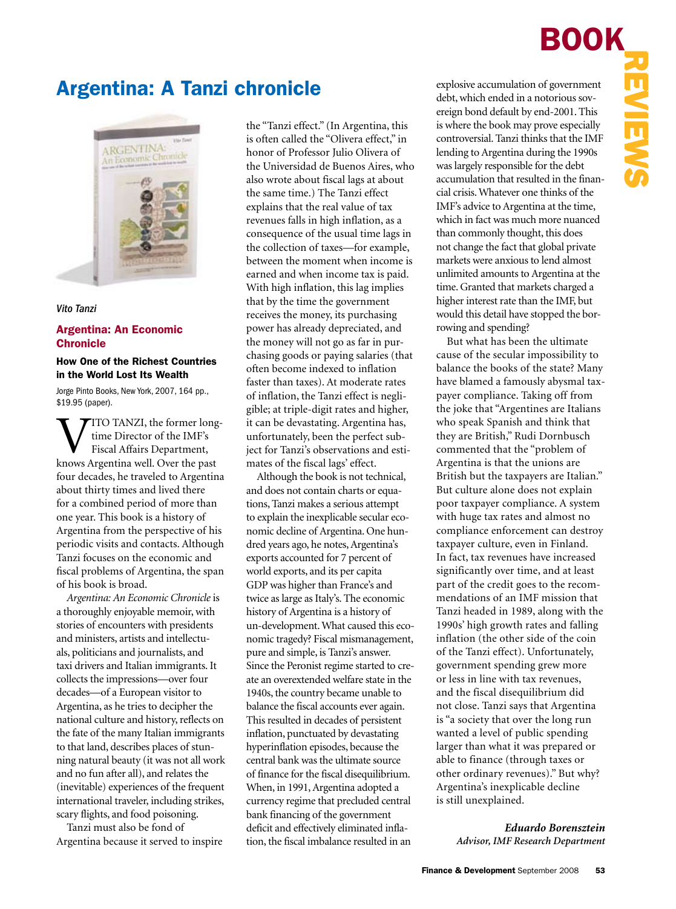# BOOK REVIEWS

## Argentina: A Tanzi chronicle

*Vito Tanzi*

### Argentina: An Economic Chronicle

#### How One of the Richest Countries in the World Lost Its Wealth

Jorge Pinto Books, New York, 2007, 164 pp., $19.95 (paper).

VITO TANZI, the former long-time Director of the IMF's Fiscal Affairs Department, knows Argentina well. Over the past four decades, he traveled to Argentina about thirty times and lived there for a combined period of more than one year. This book is a history of Argentina from the perspective of his periodic visits and contacts. Although Tanzi focuses on the economic and fiscal problems of Argentina, the span of his book is broad.

*Argentina: An Economic Chronicle* is a thoroughly enjoyable memoir, with stories of encounters with presidents and ministers, artists and intellectuals, politicians and journalists, and taxi drivers and Italian immigrants. It collects the impressions—over four decades—of a European visitor to Argentina, as he tries to decipher the national culture and history, reflects on the fate of the many Italian immigrants to that land, describes places of stunning natural beauty (it was not all work and no fun after all), and relates the (inevitable) experiences of the frequent international traveler, including strikes, scary flights, and food poisoning.

Tanzi must also be fond of Argentina because it served to inspire the "Tanzi effect." (In Argentina, this is often called the "Olivera effect," in honor of Professor Julio Olivera of the Universidad de Buenos Aires, who also wrote about fiscal lags at about the same time.) The Tanzi effect explains that the real value of tax revenues falls in high inflation, as a consequence of the usual time lags in the collection of taxes—for example, between the moment when income is earned and when income tax is paid. With high inflation, this lag implies that by the time the government receives the money, its purchasing power has already depreciated, and the money will not go as far in purchasing goods or paying salaries (that often become indexed to inflation faster than taxes). At moderate rates of inflation, the Tanzi effect is negligible; at triple-digit rates and higher, it can be devastating. Argentina has, unfortunately, been the perfect subject for Tanzi's observations and estimates of the fiscal lags' effect.

Although the book is not technical, and does not contain charts or equations, Tanzi makes a serious attempt to explain the inexplicable secular economic decline of Argentina. One hundred years ago, he notes, Argentina's exports accounted for 7 percent of world exports, and its per capita GDP was higher than France's and twice as large as Italy's. The economic history of Argentina is a history of un-development. What caused this economic tragedy? Fiscal mismanagement, pure and simple, is Tanzi's answer. Since the Peronist regime started to create an overextended welfare state in the 1940s, the country became unable to balance the fiscal accounts ever again. This resulted in decades of persistent inflation, punctuated by devastating hyperinflation episodes, because the central bank was the ultimate source of finance for the fiscal disequilibrium. When, in 1991, Argentina adopted a currency regime that precluded central bank financing of the government deficit and effectively eliminated inflation, the fiscal imbalance resulted in an explosive accumulation of government debt, which ended in a notorious sovereign bond default by end-2001. This is where the book may prove especially controversial. Tanzi thinks that the IMF lending to Argentina during the 1990s was largely responsible for the debt accumulation that resulted in the financial crisis. Whatever one thinks of the IMF's advice to Argentina at the time, which in fact was much more nuanced than commonly thought, this does not change the fact that global private markets were anxious to lend almost unlimited amounts to Argentina at the time. Granted that markets charged a higher interest rate than the IMF, but would this detail have stopped the borrowing and spending?

But what has been the ultimate cause of the secular impossibility to balance the books of the state? Many have blamed a famously abysmal taxpayer compliance. Taking off from the joke that "Argentines are Italians who speak Spanish and think that they are British," Rudi Dornbusch commented that the "problem of Argentina is that the unions are British but the taxpayers are Italian." But culture alone does not explain poor taxpayer compliance. A system with huge tax rates and almost no compliance enforcement can destroy taxpayer culture, even in Finland. In fact, tax revenues have increased significantly over time, and at least part of the credit goes to the recommendations of an IMF mission that Tanzi headed in 1989, along with the 1990s' high growth rates and falling inflation (the other side of the coin of the Tanzi effect). Unfortunately, government spending grew more or less in line with tax revenues, and the fiscal disequilibrium did not close. Tanzi says that Argentina is "a society that over the long run wanted a level of public spending larger than what it was prepared or able to finance (through taxes or other ordinary revenues)." But why? Argentina's inexplicable decline is still unexplained.

***Eduardo Borensztein***
*Advisor, IMF Research Department*